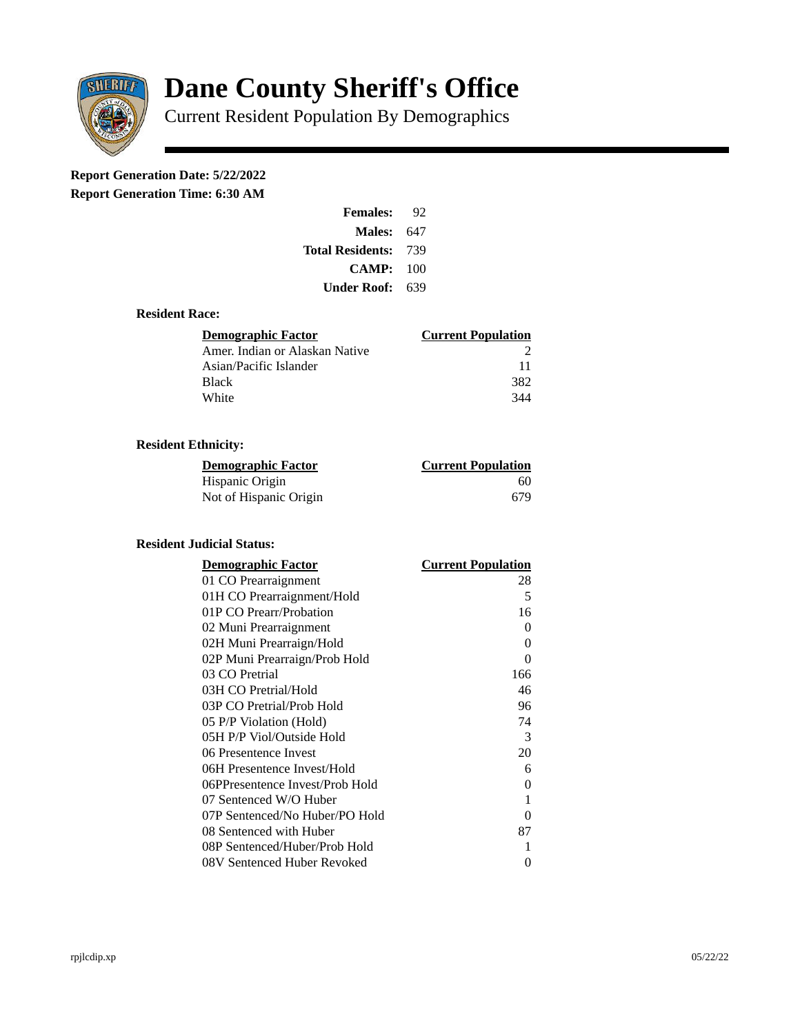# Dane County Sheriff's Office

Current Resident Population By Demographics

**Report Generation Date: 5/22/2022**
**Report Generation Time: 6:30 AM**

| | |
|---|---|
| **Females:** | 92 |
| **Males:** | 647 |
| **Total Residents:** | 739 |
| **CAMP:** | 100 |
| **Under Roof:** | 639 |

### Resident Race:

| Demographic Factor | Current Population |
|---|---|
| Amer. Indian or Alaskan Native | 2 |
| Asian/Pacific Islander | 11 |
| Black | 382 |
| White | 344 |

### Resident Ethnicity:

| Demographic Factor | Current Population |
|---|---|
| Hispanic Origin | 60 |
| Not of Hispanic Origin | 679 |

### Resident Judicial Status:

| Demographic Factor | Current Population |
|---|---|
| 01 CO Prearraignment | 28 |
| 01H CO Prearraignment/Hold | 5 |
| 01P CO Prearr/Probation | 16 |
| 02 Muni Prearraignment | 0 |
| 02H Muni Prearraign/Hold | 0 |
| 02P Muni Prearraign/Prob Hold | 0 |
| 03 CO Pretrial | 166 |
| 03H CO Pretrial/Hold | 46 |
| 03P CO Pretrial/Prob Hold | 96 |
| 05 P/P Violation (Hold) | 74 |
| 05H P/P Viol/Outside Hold | 3 |
| 06 Presentence Invest | 20 |
| 06H Presentence Invest/Hold | 6 |
| 06PPresentence Invest/Prob Hold | 0 |
| 07 Sentenced W/O Huber | 1 |
| 07P Sentenced/No Huber/PO Hold | 0 |
| 08 Sentenced with Huber | 87 |
| 08P Sentenced/Huber/Prob Hold | 1 |
| 08V Sentenced Huber Revoked | 0 |

rpjlcdip.xp 05/22/22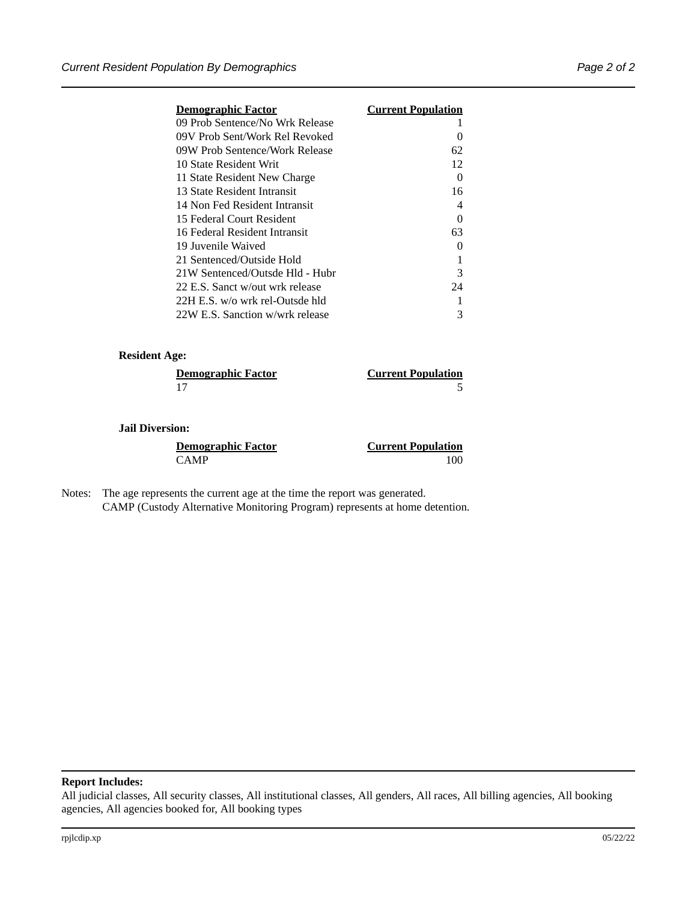| Demographic Factor | Current Population |
| --- | --- |
| 09 Prob Sentence/No Wrk Release | 1 |
| 09V Prob Sent/Work Rel Revoked | 0 |
| 09W Prob Sentence/Work Release | 62 |
| 10 State Resident Writ | 12 |
| 11 State Resident New Charge | 0 |
| 13 State Resident Intransit | 16 |
| 14 Non Fed Resident Intransit | 4 |
| 15 Federal Court Resident | 0 |
| 16 Federal Resident Intransit | 63 |
| 19 Juvenile Waived | 0 |
| 21 Sentenced/Outside Hold | 1 |
| 21W Sentenced/Outsde Hld - Hubr | 3 |
| 22 E.S. Sanct w/out wrk release | 24 |
| 22H E.S. w/o wrk rel-Outsde hld | 1 |
| 22W E.S. Sanction w/wrk release | 3 |

**Resident Age:**

| Demographic Factor | Current Population |
| --- | --- |
| 17 | 5 |

**Jail Diversion:**

| Demographic Factor | Current Population |
| --- | --- |
| CAMP | 100 |

Notes: The age represents the current age at the time the report was generated.
CAMP (Custody Alternative Monitoring Program) represents at home detention.

**Report Includes:**

All judicial classes, All security classes, All institutional classes, All genders, All races, All billing agencies, All booking agencies, All agencies booked for, All booking types

rpjlcdip.xp 05/22/22